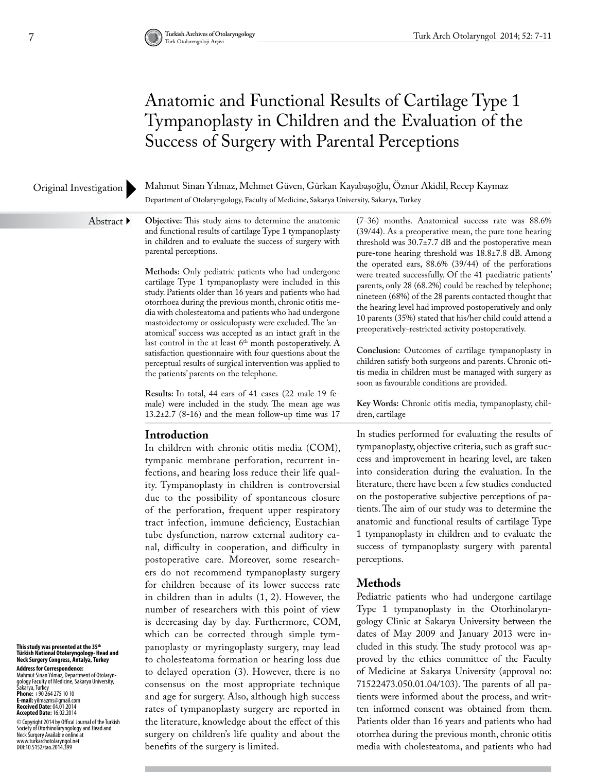# Anatomic and Functional Results of Cartilage Type 1 Tympanoplasty in Children and the Evaluation of the Success of Surgery with Parental Perceptions

Original Investigation

Mahmut Sinan Yılmaz, Mehmet Güven, Gürkan Kayabaşoğlu, Öznur Akidil, Recep Kaymaz

Department of Otolaryngology, Faculty of Medicine, Sakarya University, Sakarya, Turkey

## Abstract

**Objective:** This study aims to determine the anatomic and functional results of cartilage Type 1 tympanoplasty in children and to evaluate the success of surgery with parental perceptions.

**Methods:** Only pediatric patients who had undergone cartilage Type 1 tympanoplasty were included in this study. Patients older than 16 years and patients who had otorrhoea during the previous month, chronic otitis media with cholesteatoma and patients who had undergone mastoidectomy or ossiculopasty were excluded. The 'anatomical' success was accepted as an intact graft in the last control in the at least 6th month postoperatively. A satisfaction questionnaire with four questions about the perceptual results of surgical intervention was applied to the patients' parents on the telephone.

**Results:** In total, 44 ears of 41 cases (22 male 19 female) were included in the study. The mean age was 13.2±2.7 (8-16) and the mean follow-up time was 17 (7-36) months. Anatomical success rate was 88.6% (39/44). As a preoperative mean, the pure tone hearing threshold was 30.7±7.7 dB and the postoperative mean pure-tone hearing threshold was 18.8±7.8 dB. Among the operated ears, 88.6% (39/44) of the perforations were treated successfully. Of the 41 paediatric patients' parents, only 28 (68.2%) could be reached by telephone; nineteen (68%) of the 28 parents contacted thought that the hearing level had improved postoperatively and only 10 parents (35%) stated that his/her child could attend a preoperatively-restricted activity postoperatively.

**Conclusion:** Outcomes of cartilage tympanoplasty in children satisfy both surgeons and parents. Chronic otitis media in children must be managed with surgery as soon as favourable conditions are provided.

**Key Words:** Chronic otitis media, tympanoplasty, children, cartilage

## Introduction

In children with chronic otitis media (COM), tympanic membrane perforation, recurrent infections, and hearing loss reduce their life quality. Tympanoplasty in children is controversial due to the possibility of spontaneous closure of the perforation, frequent upper respiratory tract infection, immune deficiency, Eustachian tube dysfunction, narrow external auditory canal, difficulty in cooperation, and difficulty in postoperative care. Moreover, some researchers do not recommend tympanoplasty surgery for children because of its lower success rate in children than in adults (1, 2). However, the number of researchers with this point of view is decreasing day by day. Furthermore, COM, which can be corrected through simple tympanoplasty or myringoplasty surgery, may lead to cholesteatoma formation or hearing loss due to delayed operation (3). However, there is no consensus on the most appropriate technique and age for surgery. Also, although high success rates of tympanoplasty surgery are reported in the literature, knowledge about the effect of this surgery on children's life quality and about the benefits of the surgery is limited.

In studies performed for evaluating the results of tympanoplasty, objective criteria, such as graft success and improvement in hearing level, are taken into consideration during the evaluation. In the literature, there have been a few studies conducted on the postoperative subjective perceptions of patients. The aim of our study was to determine the anatomic and functional results of cartilage Type 1 tympanoplasty in children and to evaluate the success of tympanoplasty surgery with parental perceptions.

## Methods

Pediatric patients who had undergone cartilage Type 1 tympanoplasty in the Otorhinolaryngology Clinic at Sakarya University between the dates of May 2009 and January 2013 were included in this study. The study protocol was approved by the ethics committee of the Faculty of Medicine at Sakarya University (approval no: 71522473.050.01.04/103). The parents of all patients were informed about the process, and written informed consent was obtained from them. Patients older than 16 years and patients who had otorrhea during the previous month, chronic otitis media with cholesteatoma, and patients who had

**This study was presented at the 35th Türkish National Otolaryngology- Head and Neck Surgery Congress, Antalya, Turkey**

**Address for Correspondence:**
Mahmut Sinan Yılmaz, Department of Otolaryngology Faculty of Medicine, Sakarya University, Sakarya, Turkey
**Phone:** +90 264 275 10 10
**E-mail:** yilmazms@gmail.com
**Received Date:** 04.01.2014
**Accepted Date:** 16.02.2014

© Copyright 2014 by Offical Journal of the Turkish Society of Otorhinolaryngology and Head and Neck Surgery Available online at www.turkarchotolaryngol.net
DOI:10.5152/tao.2014.399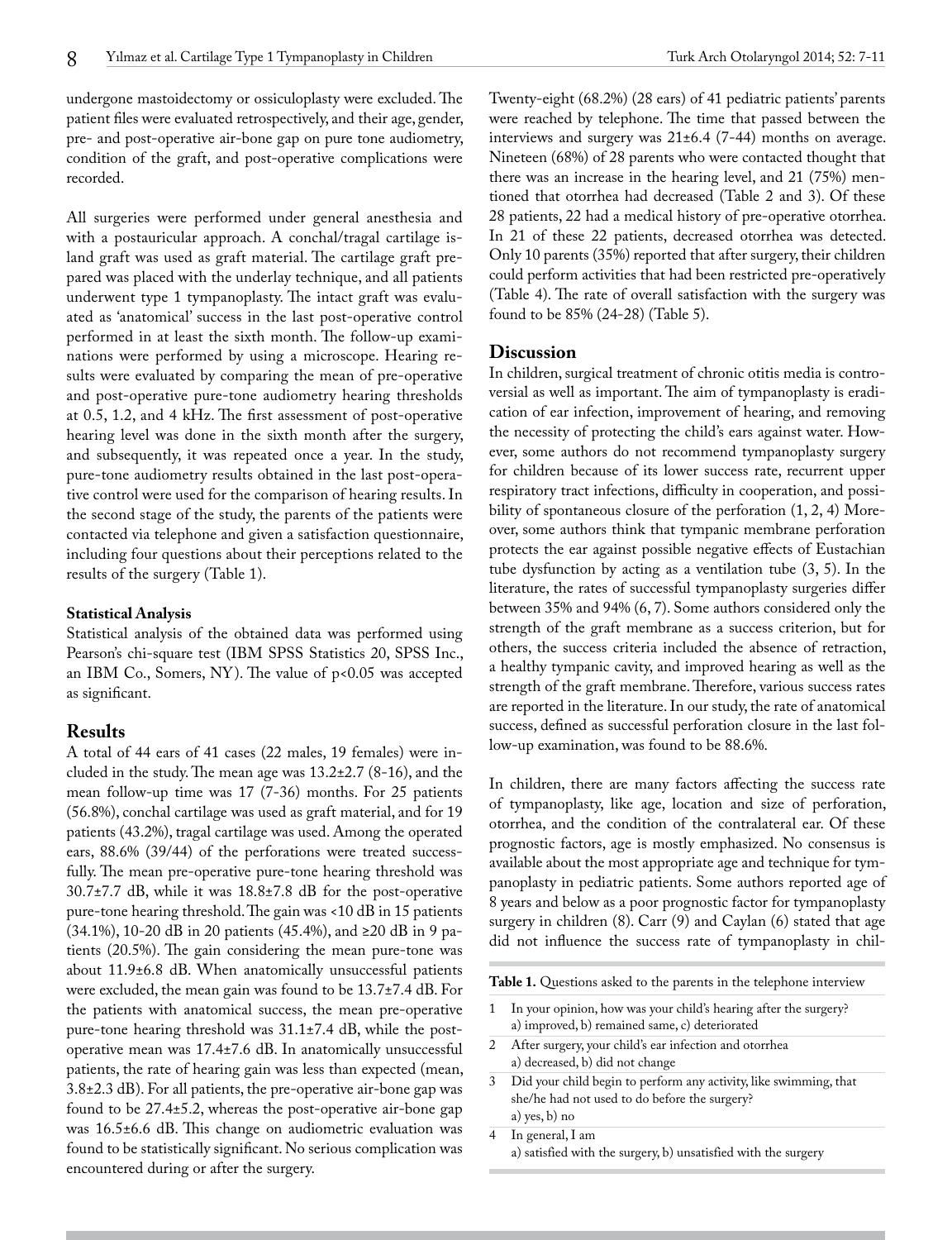undergone mastoidectomy or ossiculoplasty were excluded. The patient files were evaluated retrospectively, and their age, gender, pre- and post-operative air-bone gap on pure tone audiometry, condition of the graft, and post-operative complications were recorded.

All surgeries were performed under general anesthesia and with a postauricular approach. A conchal/tragal cartilage island graft was used as graft material. The cartilage graft prepared was placed with the underlay technique, and all patients underwent type 1 tympanoplasty. The intact graft was evaluated as 'anatomical' success in the last post-operative control performed in at least the sixth month. The follow-up examinations were performed by using a microscope. Hearing results were evaluated by comparing the mean of pre-operative and post-operative pure-tone audiometry hearing thresholds at 0.5, 1.2, and 4 kHz. The first assessment of post-operative hearing level was done in the sixth month after the surgery, and subsequently, it was repeated once a year. In the study, pure-tone audiometry results obtained in the last post-operative control were used for the comparison of hearing results. In the second stage of the study, the parents of the patients were contacted via telephone and given a satisfaction questionnaire, including four questions about their perceptions related to the results of the surgery (Table 1).

#### Statistical Analysis

Statistical analysis of the obtained data was performed using Pearson's chi-square test (IBM SPSS Statistics 20, SPSS Inc., an IBM Co., Somers, NY). The value of $p<0.05$ was accepted as significant.

## Results

A total of 44 ears of 41 cases (22 males, 19 females) were included in the study. The mean age was 13.2±2.7 (8-16), and the mean follow-up time was 17 (7-36) months. For 25 patients (56.8%), conchal cartilage was used as graft material, and for 19 patients (43.2%), tragal cartilage was used. Among the operated ears, 88.6% (39/44) of the perforations were treated successfully. The mean pre-operative pure-tone hearing threshold was 30.7±7.7 dB, while it was 18.8±7.8 dB for the post-operative pure-tone hearing threshold. The gain was <10 dB in 15 patients (34.1%), 10-20 dB in 20 patients (45.4%), and ≥20 dB in 9 patients (20.5%). The gain considering the mean pure-tone was about 11.9±6.8 dB. When anatomically unsuccessful patients were excluded, the mean gain was found to be 13.7±7.4 dB. For the patients with anatomical success, the mean pre-operative pure-tone hearing threshold was 31.1±7.4 dB, while the post-operative mean was 17.4±7.6 dB. In anatomically unsuccessful patients, the rate of hearing gain was less than expected (mean, 3.8±2.3 dB). For all patients, the pre-operative air-bone gap was found to be 27.4±5.2, whereas the post-operative air-bone gap was 16.5±6.6 dB. This change on audiometric evaluation was found to be statistically significant. No serious complication was encountered during or after the surgery.

Twenty-eight (68.2%) (28 ears) of 41 pediatric patients' parents were reached by telephone. The time that passed between the interviews and surgery was 21±6.4 (7-44) months on average. Nineteen (68%) of 28 parents who were contacted thought that there was an increase in the hearing level, and 21 (75%) mentioned that otorrhea had decreased (Table 2 and 3). Of these 28 patients, 22 had a medical history of pre-operative otorrhea. In 21 of these 22 patients, decreased otorrhea was detected. Only 10 parents (35%) reported that after surgery, their children could perform activities that had been restricted pre-operatively (Table 4). The rate of overall satisfaction with the surgery was found to be 85% (24-28) (Table 5).

## Discussion

In children, surgical treatment of chronic otitis media is controversial as well as important. The aim of tympanoplasty is eradication of ear infection, improvement of hearing, and removing the necessity of protecting the child's ears against water. However, some authors do not recommend tympanoplasty surgery for children because of its lower success rate, recurrent upper respiratory tract infections, difficulty in cooperation, and possibility of spontaneous closure of the perforation (1, 2, 4) Moreover, some authors think that tympanic membrane perforation protects the ear against possible negative effects of Eustachian tube dysfunction by acting as a ventilation tube (3, 5). In the literature, the rates of successful tympanoplasty surgeries differ between 35% and 94% (6, 7). Some authors considered only the strength of the graft membrane as a success criterion, but for others, the success criteria included the absence of retraction, a healthy tympanic cavity, and improved hearing as well as the strength of the graft membrane. Therefore, various success rates are reported in the literature. In our study, the rate of anatomical success, defined as successful perforation closure in the last follow-up examination, was found to be 88.6%.

In children, there are many factors affecting the success rate of tympanoplasty, like age, location and size of perforation, otorrhea, and the condition of the contralateral ear. Of these prognostic factors, age is mostly emphasized. No consensus is available about the most appropriate age and technique for tympanoplasty in pediatric patients. Some authors reported age of 8 years and below as a poor prognostic factor for tympanoplasty surgery in children (8). Carr (9) and Caylan (6) stated that age did not influence the success rate of tympanoplasty in chil-

**Table 1.** Questions asked to the parents in the telephone interview

| | |
|---|---|
| 1 | In your opinion, how was your child's hearing after the surgery?<br>a) improved, b) remained same, c) deteriorated |
| 2 | After surgery, your child's ear infection and otorrhea<br>a) decreased, b) did not change |
| 3 | Did your child begin to perform any activity, like swimming, that she/he had not used to do before the surgery?<br>a) yes, b) no |
| 4 | In general, I am<br>a) satisfied with the surgery, b) unsatisfied with the surgery |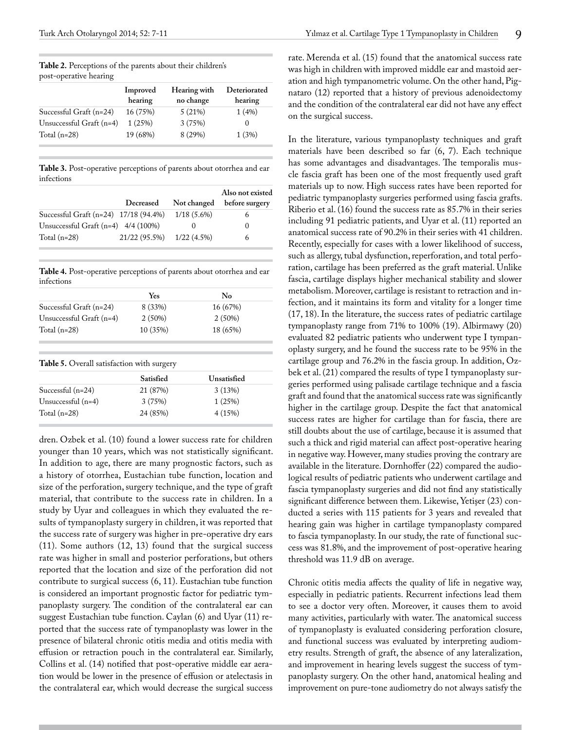**Table 2.** Perceptions of the parents about their children's post-operative hearing

| | Improved hearing | Hearing with no change | Deteriorated hearing |
|---|---|---|---|
| Successful Graft (n=24) | 16 (75%) | 5 (21%) | 1 (4%) |
| Unsuccessful Graft (n=4) | 1 (25%) | 3 (75%) | 0 |
| Total (n=28) | 19 (68%) | 8 (29%) | 1 (3%) |

**Table 3.** Post-operative perceptions of parents about otorrhea and ear infections

| | Decreased | Not changed | Also not existed before surgery |
|---|---|---|---|
| Successful Graft (n=24) | 17/18 (94.4%) | 1/18 (5.6%) | 6 |
| Unsuccessful Graft (n=4) | 4/4 (100%) | 0 | 0 |
| Total (n=28) | 21/22 (95.5%) | 1/22 (4.5%) | 6 |

**Table 4.** Post-operative perceptions of parents about otorrhea and ear infections

| | Yes | No |
|---|---|---|
| Successful Graft (n=24) | 8 (33%) | 16 (67%) |
| Unsuccessful Graft (n=4) | 2 (50%) | 2 (50%) |
| Total (n=28) | 10 (35%) | 18 (65%) |

**Table 5.** Overall satisfaction with surgery

| | Satisfied | Unsatisfied |
|---|---|---|
| Successful (n=24) | 21 (87%) | 3 (13%) |
| Unsuccessful (n=4) | 3 (75%) | 1 (25%) |
| Total (n=28) | 24 (85%) | 4 (15%) |

dren. Ozbek et al. (10) found a lower success rate for children younger than 10 years, which was not statistically significant. In addition to age, there are many prognostic factors, such as a history of otorrhea, Eustachian tube function, location and size of the perforation, surgery technique, and the type of graft material, that contribute to the success rate in children. In a study by Uyar and colleagues in which they evaluated the results of tympanoplasty surgery in children, it was reported that the success rate of surgery was higher in pre-operative dry ears (11). Some authors (12, 13) found that the surgical success rate was higher in small and posterior perforations, but others reported that the location and size of the perforation did not contribute to surgical success (6, 11). Eustachian tube function is considered an important prognostic factor for pediatric tympanoplasty surgery. The condition of the contralateral ear can suggest Eustachian tube function. Caylan (6) and Uyar (11) reported that the success rate of tympanoplasty was lower in the presence of bilateral chronic otitis media and otitis media with effusion or retraction pouch in the contralateral ear. Similarly, Collins et al. (14) notified that post-operative middle ear aeration would be lower in the presence of effusion or atelectasis in the contralateral ear, which would decrease the surgical success rate. Merenda et al. (15) found that the anatomical success rate was high in children with improved middle ear and mastoid aeration and high tympanometric volume. On the other hand, Pignataro (12) reported that a history of previous adenoidectomy and the condition of the contralateral ear did not have any effect on the surgical success.

In the literature, various tympanoplasty techniques and graft materials have been described so far (6, 7). Each technique has some advantages and disadvantages. The temporalis muscle fascia graft has been one of the most frequently used graft materials up to now. High success rates have been reported for pediatric tympanoplasty surgeries performed using fascia grafts. Riberio et al. (16) found the success rate as 85.7% in their series including 91 pediatric patients, and Uyar et al. (11) reported an anatomical success rate of 90.2% in their series with 41 children. Recently, especially for cases with a lower likelihood of success, such as allergy, tubal dysfunction, reperforation, and total perforation, cartilage has been preferred as the graft material. Unlike fascia, cartilage displays higher mechanical stability and slower metabolism. Moreover, cartilage is resistant to retraction and infection, and it maintains its form and vitality for a longer time (17, 18). In the literature, the success rates of pediatric cartilage tympanoplasty range from 71% to 100% (19). Albirmawy (20) evaluated 82 pediatric patients who underwent type I tympanoplasty surgery, and he found the success rate to be 95% in the cartilage group and 76.2% in the fascia group. In addition, Ozbek et al. (21) compared the results of type I tympanoplasty surgeries performed using palisade cartilage technique and a fascia graft and found that the anatomical success rate was significantly higher in the cartilage group. Despite the fact that anatomical success rates are higher for cartilage than for fascia, there are still doubts about the use of cartilage, because it is assumed that such a thick and rigid material can affect post-operative hearing in negative way. However, many studies proving the contrary are available in the literature. Dornhoffer (22) compared the audiological results of pediatric patients who underwent cartilage and fascia tympanoplasty surgeries and did not find any statistically significant difference between them. Likewise, Yetişer (23) conducted a series with 115 patients for 3 years and revealed that hearing gain was higher in cartilage tympanoplasty compared to fascia tympanoplasty. In our study, the rate of functional success was 81.8%, and the improvement of post-operative hearing threshold was 11.9 dB on average.

Chronic otitis media affects the quality of life in negative way, especially in pediatric patients. Recurrent infections lead them to see a doctor very often. Moreover, it causes them to avoid many activities, particularly with water. The anatomical success of tympanoplasty is evaluated considering perforation closure, and functional success was evaluated by interpreting audiometry results. Strength of graft, the absence of any lateralization, and improvement in hearing levels suggest the success of tympanoplasty surgery. On the other hand, anatomical healing and improvement on pure-tone audiometry do not always satisfy the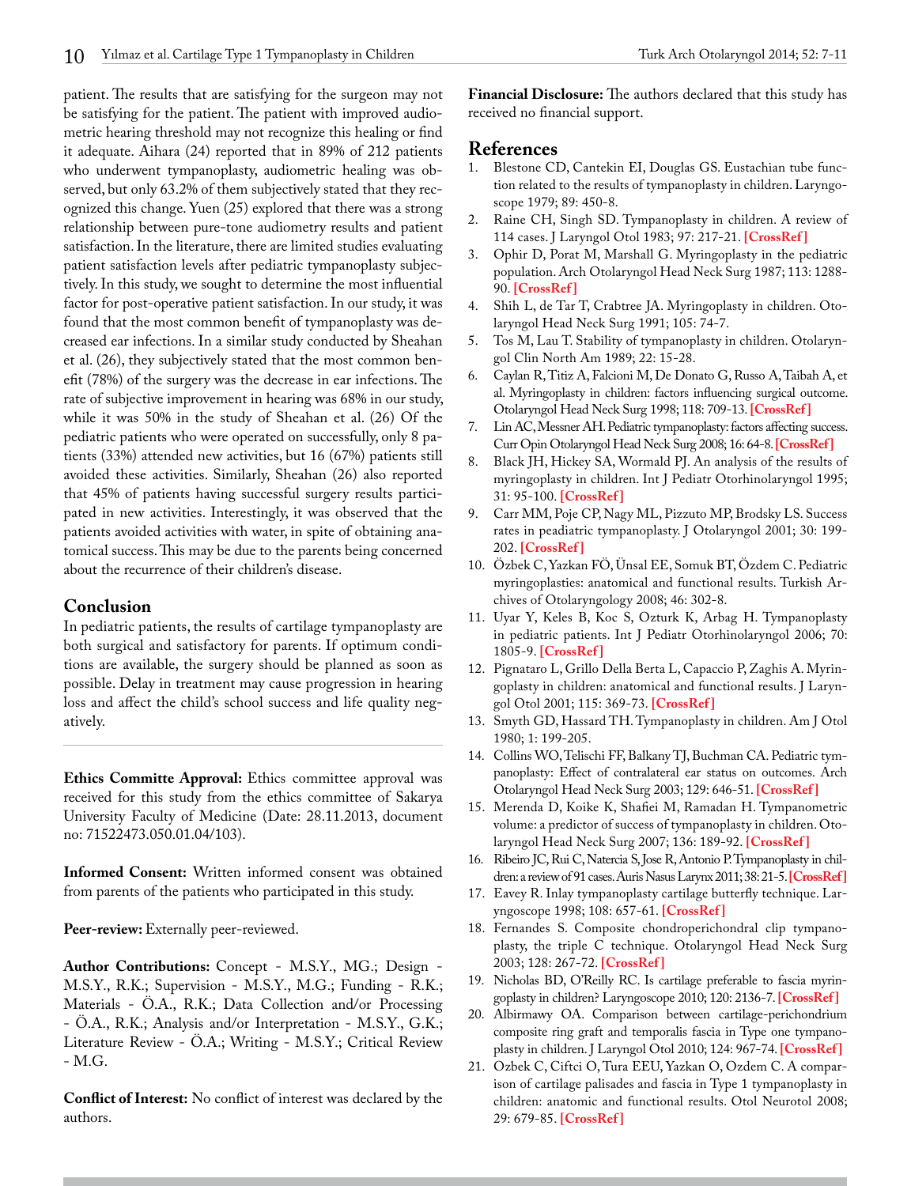patient. The results that are satisfying for the surgeon may not be satisfying for the patient. The patient with improved audiometric hearing threshold may not recognize this healing or find it adequate. Aihara (24) reported that in 89% of 212 patients who underwent tympanoplasty, audiometric healing was observed, but only 63.2% of them subjectively stated that they recognized this change. Yuen (25) explored that there was a strong relationship between pure-tone audiometry results and patient satisfaction. In the literature, there are limited studies evaluating patient satisfaction levels after pediatric tympanoplasty subjectively. In this study, we sought to determine the most influential factor for post-operative patient satisfaction. In our study, it was found that the most common benefit of tympanoplasty was decreased ear infections. In a similar study conducted by Sheahan et al. (26), they subjectively stated that the most common benefit (78%) of the surgery was the decrease in ear infections. The rate of subjective improvement in hearing was 68% in our study, while it was 50% in the study of Sheahan et al. (26) Of the pediatric patients who were operated on successfully, only 8 patients (33%) attended new activities, but 16 (67%) patients still avoided these activities. Similarly, Sheahan (26) also reported that 45% of patients having successful surgery results participated in new activities. Interestingly, it was observed that the patients avoided activities with water, in spite of obtaining anatomical success. This may be due to the parents being concerned about the recurrence of their children's disease.

## Conclusion

In pediatric patients, the results of cartilage tympanoplasty are both surgical and satisfactory for parents. If optimum conditions are available, the surgery should be planned as soon as possible. Delay in treatment may cause progression in hearing loss and affect the child's school success and life quality negatively.

---

**Ethics Committee Approval:** Ethics committee approval was received for this study from the ethics committee of Sakarya University Faculty of Medicine (Date: 28.11.2013, document no: 71522473.050.01.04/103).

**Informed Consent:** Written informed consent was obtained from parents of the patients who participated in this study.

**Peer-review:** Externally peer-reviewed.

**Author Contributions:** Concept - M.S.Y., MG.; Design - M.S.Y., R.K.; Supervision - M.S.Y., M.G.; Funding - R.K.; Materials - Ö.A., R.K.; Data Collection and/or Processing - Ö.A., R.K.; Analysis and/or Interpretation - M.S.Y., G.K.; Literature Review - Ö.A.; Writing - M.S.Y.; Critical Review - M.G.

**Conflict of Interest:** No conflict of interest was declared by the authors.

**Financial Disclosure:** The authors declared that this study has received no financial support.

## References

1. Blestone CD, Cantekin EI, Douglas GS. Eustachian tube function related to the results of tympanoplasty in children. Laryngoscope 1979; 89: 450-8.
2. Raine CH, Singh SD. Tympanoplasty in children. A review of 114 cases. J Laryngol Otol 1983; 97: 217-21. [CrossRef]
3. Ophir D, Porat M, Marshall G. Myringoplasty in the pediatric population. Arch Otolaryngol Head Neck Surg 1987; 113: 1288-90. [CrossRef]
4. Shih L, de Tar T, Crabtree JA. Myringoplasty in children. Otolaryngol Head Neck Surg 1991; 105: 74-7.
5. Tos M, Lau T. Stability of tympanoplasty in children. Otolaryngol Clin North Am 1989; 22: 15-28.
6. Caylan R, Titiz A, Falcioni M, De Donato G, Russo A, Taibah A, et al. Myringoplasty in children: factors influencing surgical outcome. Otolaryngol Head Neck Surg 1998; 118: 709-13. [CrossRef]
7. Lin AC, Messner AH. Pediatric tympanoplasty: factors affecting success. Curr Opin Otolaryngol Head Neck Surg 2008; 16: 64-8. [CrossRef]
8. Black JH, Hickey SA, Wormald PJ. An analysis of the results of myringoplasty in children. Int J Pediatr Otorhinolaryngol 1995; 31: 95-100. [CrossRef]
9. Carr MM, Poje CP, Nagy ML, Pizzuto MP, Brodsky LS. Success rates in peadiatric tympanoplasty. J Otolaryngol 2001; 30: 199-202. [CrossRef]
10. Özbek C, Yazkan FÖ, Ünsal EE, Somuk BT, Özdem C. Pediatric myringoplasties: anatomical and functional results. Turkish Archives of Otolaryngology 2008; 46: 302-8.
11. Uyar Y, Keles B, Koc S, Ozturk K, Arbag H. Tympanoplasty in pediatric patients. Int J Pediatr Otorhinolaryngol 2006; 70: 1805-9. [CrossRef]
12. Pignataro L, Grillo Della Berta L, Capaccio P, Zaghis A. Myringoplasty in children: anatomical and functional results. J Laryngol Otol 2001; 115: 369-73. [CrossRef]
13. Smyth GD, Hassard TH. Tympanoplasty in children. Am J Otol 1980; 1: 199-205.
14. Collins WO, Telischi FF, Balkany TJ, Buchman CA. Pediatric tympanoplasty: Effect of contralateral ear status on outcomes. Arch Otolaryngol Head Neck Surg 2003; 129: 646-51. [CrossRef]
15. Merenda D, Koike K, Shafiei M, Ramadan H. Tympanometric volume: a predictor of success of tympanoplasty in children. Otolaryngol Head Neck Surg 2007; 136: 189-92. [CrossRef]
16. Ribeiro JC, Rui C, Natercia S, Jose R, Antonio P. Tympanoplasty in children: a review of 91 cases. Auris Nasus Larynx 2011; 38: 21-5. [CrossRef]
17. Eavey R. Inlay tympanoplasty cartilage butterfly technique. Laryngoscope 1998; 108: 657-61. [CrossRef]
18. Fernandes S. Composite chondroperichondral clip tympanoplasty, the triple C technique. Otolaryngol Head Neck Surg 2003; 128: 267-72. [CrossRef]
19. Nicholas BD, O'Reilly RC. Is cartilage preferable to fascia myringoplasty in children? Laryngoscope 2010; 120: 2136-7. [CrossRef]
20. Albirmawy OA. Comparison between cartilage-perichondrium composite ring graft and temporalis fascia in Type one tympanoplasty in children. J Laryngol Otol 2010; 124: 967-74. [CrossRef]
21. Ozbek C, Ciftci O, Tura EEU, Yazkan O, Ozdem C. A comparison of cartilage palisades and fascia in Type 1 tympanoplasty in children: anatomic and functional results. Otol Neurotol 2008; 29: 679-85. [CrossRef]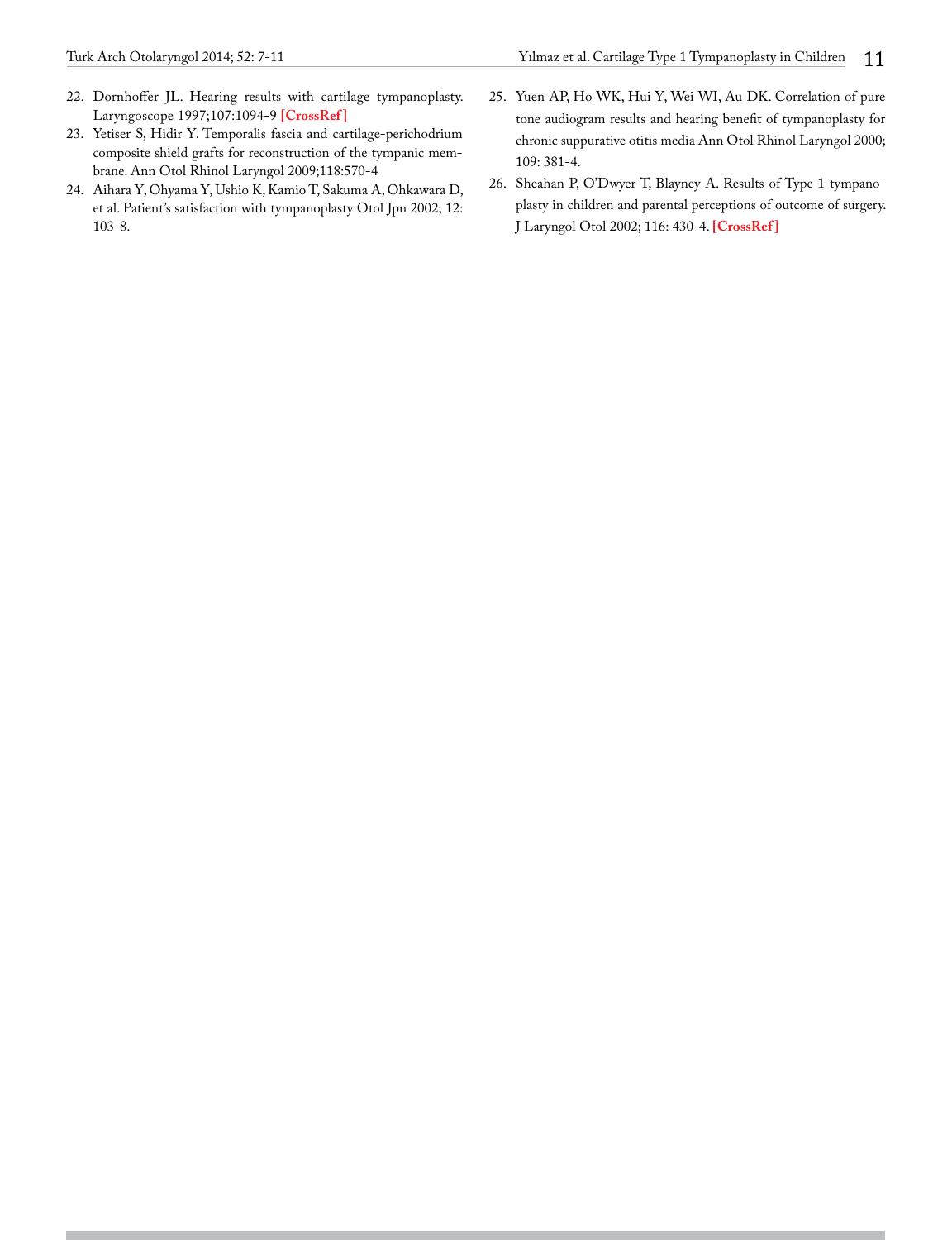22. Dornhoffer JL. Hearing results with cartilage tympanoplasty. Laryngoscope 1997;107:1094-9 **[CrossRef]**
23. Yetiser S, Hidir Y. Temporalis fascia and cartilage-perichodrium composite shield grafts for reconstruction of the tympanic membrane. Ann Otol Rhinol Laryngol 2009;118:570-4
24. Aihara Y, Ohyama Y, Ushio K, Kamio T, Sakuma A, Ohkawara D, et al. Patient's satisfaction with tympanoplasty Otol Jpn 2002; 12: 103-8.
25. Yuen AP, Ho WK, Hui Y, Wei WI, Au DK. Correlation of pure tone audiogram results and hearing benefit of tympanoplasty for chronic suppurative otitis media Ann Otol Rhinol Laryngol 2000; 109: 381-4.
26. Sheahan P, O'Dwyer T, Blayney A. Results of Type 1 tympanoplasty in children and parental perceptions of outcome of surgery. J Laryngol Otol 2002; 116: 430-4. **[CrossRef]**